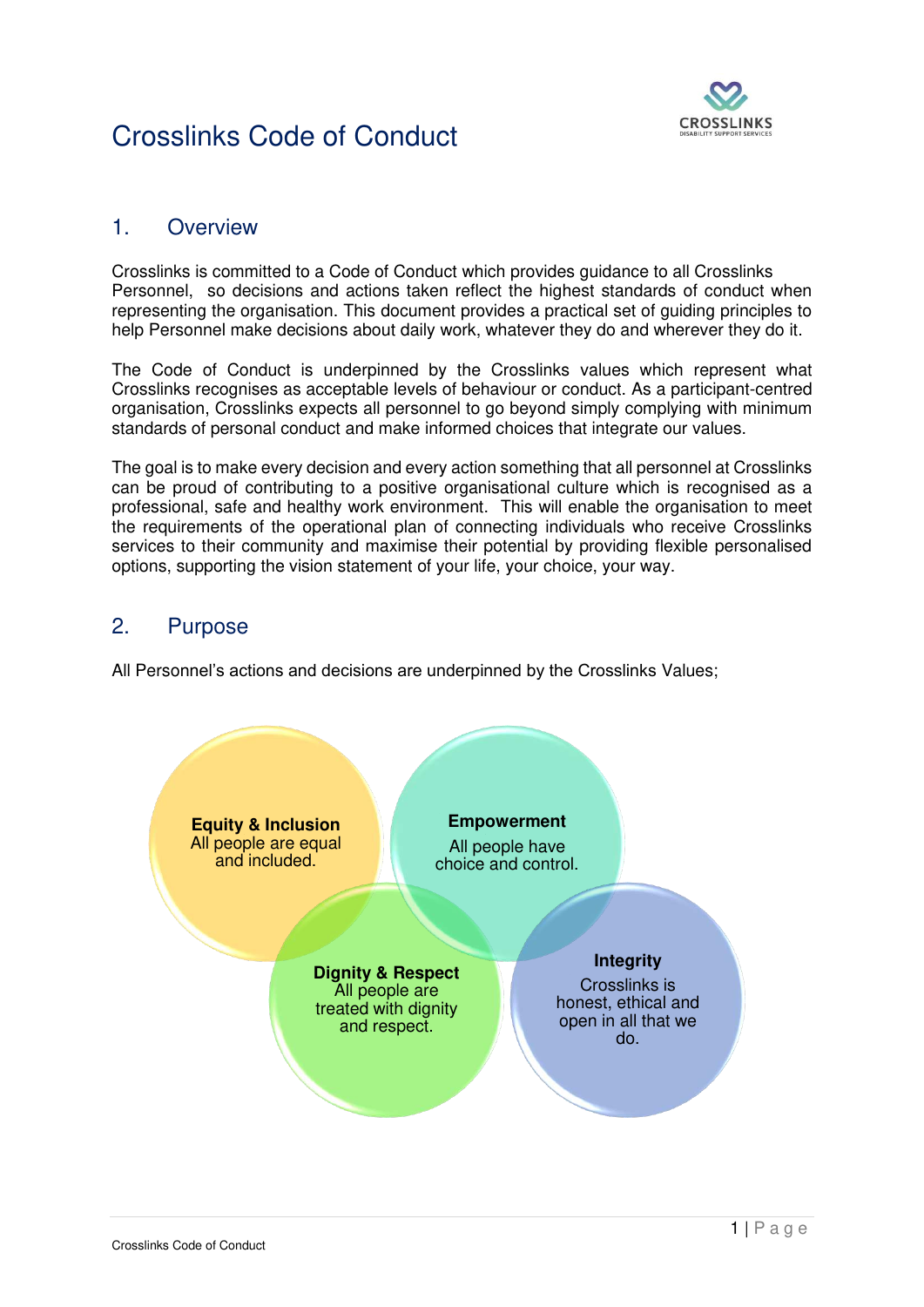# Crosslinks Code of Conduct

## 1. Overview

Crosslinks is committed to a Code of Conduct which provides guidance to all Crosslinks Personnel, so decisions and actions taken reflect the highest standards of conduct when representing the organisation. This document provides a practical set of guiding principles to help Personnel make decisions about daily work, whatever they do and wherever they do it.

The Code of Conduct is underpinned by the Crosslinks values which represent what Crosslinks recognises as acceptable levels of behaviour or conduct. As a participant-centred organisation, Crosslinks expects all personnel to go beyond simply complying with minimum standards of personal conduct and make informed choices that integrate our values.

The goal is to make every decision and every action something that all personnel at Crosslinks can be proud of contributing to a positive organisational culture which is recognised as a professional, safe and healthy work environment. This will enable the organisation to meet the requirements of the operational plan of connecting individuals who receive Crosslinks services to their community and maximise their potential by providing flexible personalised options, supporting the vision statement of your life, your choice, your way.

## 2. Purpose

All Personnel's actions and decisions are underpinned by the Crosslinks Values;

**Equity & Inclusion**
All people are equal and included.

**Empowerment**
All people have choice and control.

**Dignity & Respect**
All people are treated with dignity and respect.

**Integrity**
Crosslinks is honest, ethical and open in all that we do.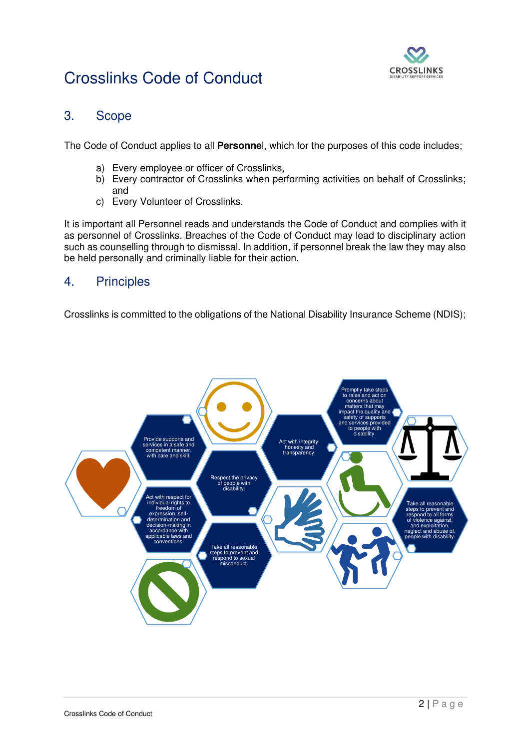## 3. Scope

The Code of Conduct applies to all **Personne**l, which for the purposes of this code includes;

a) Every employee or officer of Crosslinks,
b) Every contractor of Crosslinks when performing activities on behalf of Crosslinks; and
c) Every Volunteer of Crosslinks.

It is important all Personnel reads and understands the Code of Conduct and complies with it as personnel of Crosslinks. Breaches of the Code of Conduct may lead to disciplinary action such as counselling through to dismissal. In addition, if personnel break the law they may also be held personally and criminally liable for their action.

## 4. Principles

Crosslinks is committed to the obligations of the National Disability Insurance Scheme (NDIS);

- Provide supports and services in a safe and competent manner, with care and skill.
- Act with respect for individual rights to freedom of expression, self-determination and decision-making in accordance with applicable laws and conventions.
- Respect the privacy of people with disability.
- Take all reasonable steps to prevent and respond to sexual misconduct.
- Act with integrity, honesty and transparency.
- Promptly take steps to raise and act on concerns about matters that may impact the quality and safety of supports and services provided to people with disability.
- Take all reasonable steps to prevent and respond to all forms of violence against, and exploitation, neglect and abuse of, people with disability.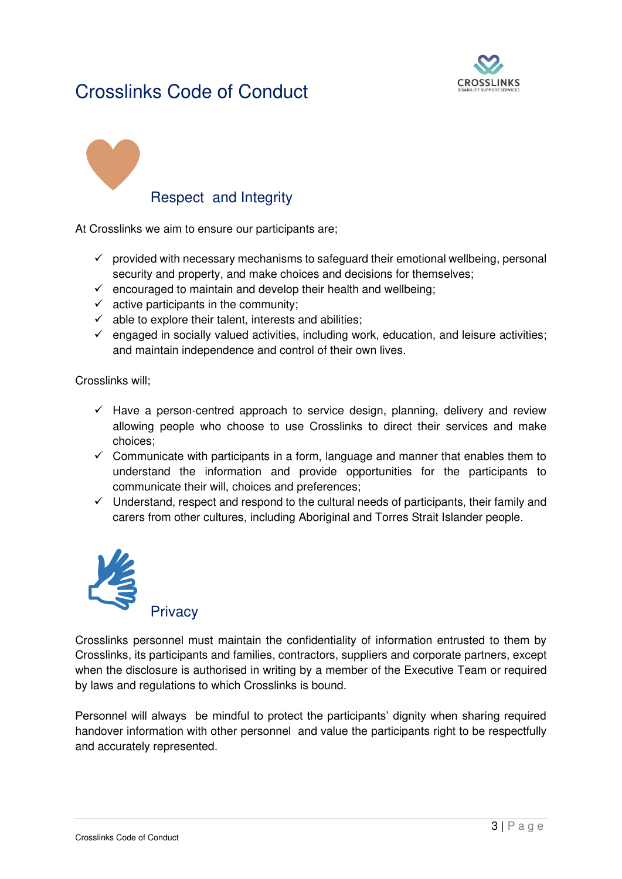# Crosslinks Code of Conduct

## Respect and Integrity

At Crosslinks we aim to ensure our participants are;

- ✓ provided with necessary mechanisms to safeguard their emotional wellbeing, personal security and property, and make choices and decisions for themselves;
- ✓ encouraged to maintain and develop their health and wellbeing;
- ✓ active participants in the community;
- ✓ able to explore their talent, interests and abilities;
- ✓ engaged in socially valued activities, including work, education, and leisure activities; and maintain independence and control of their own lives.

Crosslinks will;

- ✓ Have a person-centred approach to service design, planning, delivery and review allowing people who choose to use Crosslinks to direct their services and make choices;
- ✓ Communicate with participants in a form, language and manner that enables them to understand the information and provide opportunities for the participants to communicate their will, choices and preferences;
- ✓ Understand, respect and respond to the cultural needs of participants, their family and carers from other cultures, including Aboriginal and Torres Strait Islander people.

## Privacy

Crosslinks personnel must maintain the confidentiality of information entrusted to them by Crosslinks, its participants and families, contractors, suppliers and corporate partners, except when the disclosure is authorised in writing by a member of the Executive Team or required by laws and regulations to which Crosslinks is bound.

Personnel will always be mindful to protect the participants' dignity when sharing required handover information with other personnel and value the participants right to be respectfully and accurately represented.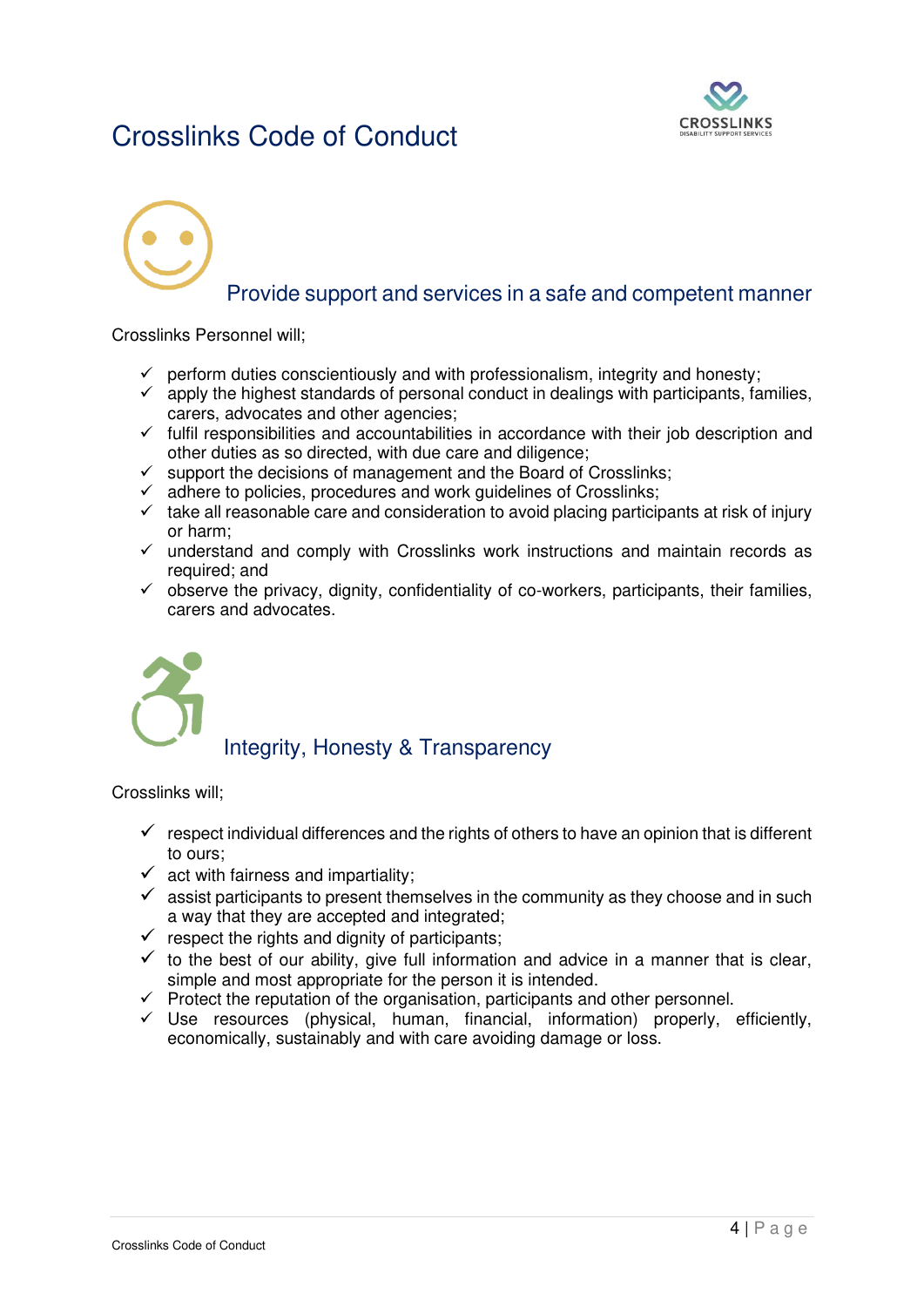# Crosslinks Code of Conduct

## Provide support and services in a safe and competent manner

Crosslinks Personnel will;

- ✓ perform duties conscientiously and with professionalism, integrity and honesty;
- ✓ apply the highest standards of personal conduct in dealings with participants, families, carers, advocates and other agencies;
- ✓ fulfil responsibilities and accountabilities in accordance with their job description and other duties as so directed, with due care and diligence;
- ✓ support the decisions of management and the Board of Crosslinks;
- ✓ adhere to policies, procedures and work guidelines of Crosslinks;
- ✓ take all reasonable care and consideration to avoid placing participants at risk of injury or harm;
- ✓ understand and comply with Crosslinks work instructions and maintain records as required; and
- ✓ observe the privacy, dignity, confidentiality of co-workers, participants, their families, carers and advocates.

## Integrity, Honesty & Transparency

Crosslinks will;

- ✓ respect individual differences and the rights of others to have an opinion that is different to ours;
- ✓ act with fairness and impartiality;
- ✓ assist participants to present themselves in the community as they choose and in such a way that they are accepted and integrated;
- ✓ respect the rights and dignity of participants;
- ✓ to the best of our ability, give full information and advice in a manner that is clear, simple and most appropriate for the person it is intended.
- ✓ Protect the reputation of the organisation, participants and other personnel.
- ✓ Use resources (physical, human, financial, information) properly, efficiently, economically, sustainably and with care avoiding damage or loss.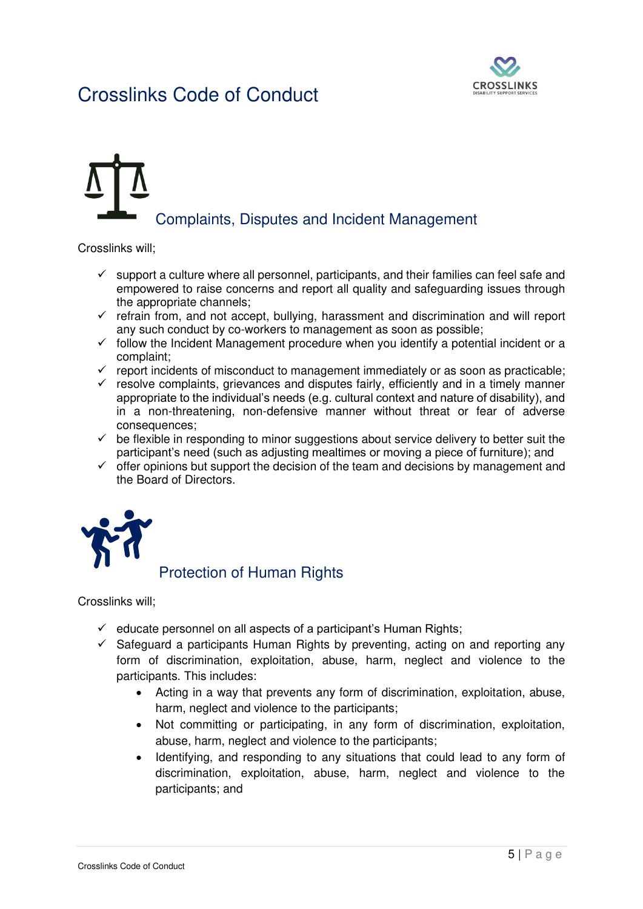# Crosslinks Code of Conduct

## Complaints, Disputes and Incident Management

Crosslinks will;

- ✓ support a culture where all personnel, participants, and their families can feel safe and empowered to raise concerns and report all quality and safeguarding issues through the appropriate channels;
- ✓ refrain from, and not accept, bullying, harassment and discrimination and will report any such conduct by co-workers to management as soon as possible;
- ✓ follow the Incident Management procedure when you identify a potential incident or a complaint;
- ✓ report incidents of misconduct to management immediately or as soon as practicable;
- ✓ resolve complaints, grievances and disputes fairly, efficiently and in a timely manner appropriate to the individual's needs (e.g. cultural context and nature of disability), and in a non-threatening, non-defensive manner without threat or fear of adverse consequences;
- ✓ be flexible in responding to minor suggestions about service delivery to better suit the participant's need (such as adjusting mealtimes or moving a piece of furniture); and
- ✓ offer opinions but support the decision of the team and decisions by management and the Board of Directors.

## Protection of Human Rights

Crosslinks will;

- ✓ educate personnel on all aspects of a participant's Human Rights;
- ✓ Safeguard a participants Human Rights by preventing, acting on and reporting any form of discrimination, exploitation, abuse, harm, neglect and violence to the participants. This includes:
    - Acting in a way that prevents any form of discrimination, exploitation, abuse, harm, neglect and violence to the participants;
    - Not committing or participating, in any form of discrimination, exploitation, abuse, harm, neglect and violence to the participants;
    - Identifying, and responding to any situations that could lead to any form of discrimination, exploitation, abuse, harm, neglect and violence to the participants; and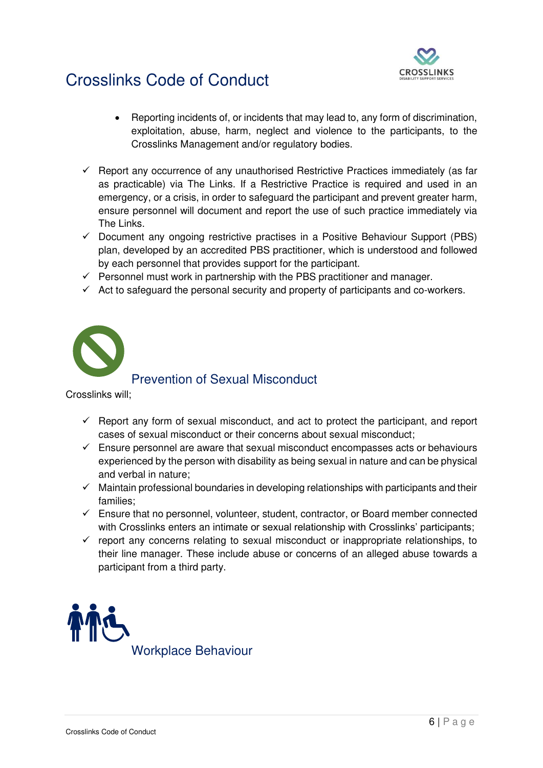- Reporting incidents of, or incidents that may lead to, any form of discrimination, exploitation, abuse, harm, neglect and violence to the participants, to the Crosslinks Management and/or regulatory bodies.

- ✓ Report any occurrence of any unauthorised Restrictive Practices immediately (as far as practicable) via The Links. If a Restrictive Practice is required and used in an emergency, or a crisis, in order to safeguard the participant and prevent greater harm, ensure personnel will document and report the use of such practice immediately via The Links.
- ✓ Document any ongoing restrictive practises in a Positive Behaviour Support (PBS) plan, developed by an accredited PBS practitioner, which is understood and followed by each personnel that provides support for the participant.
- ✓ Personnel must work in partnership with the PBS practitioner and manager.
- ✓ Act to safeguard the personal security and property of participants and co-workers.

## Prevention of Sexual Misconduct

Crosslinks will;

- ✓ Report any form of sexual misconduct, and act to protect the participant, and report cases of sexual misconduct or their concerns about sexual misconduct;
- ✓ Ensure personnel are aware that sexual misconduct encompasses acts or behaviours experienced by the person with disability as being sexual in nature and can be physical and verbal in nature;
- ✓ Maintain professional boundaries in developing relationships with participants and their families;
- ✓ Ensure that no personnel, volunteer, student, contractor, or Board member connected with Crosslinks enters an intimate or sexual relationship with Crosslinks' participants;
- ✓ report any concerns relating to sexual misconduct or inappropriate relationships, to their line manager. These include abuse or concerns of an alleged abuse towards a participant from a third party.

## Workplace Behaviour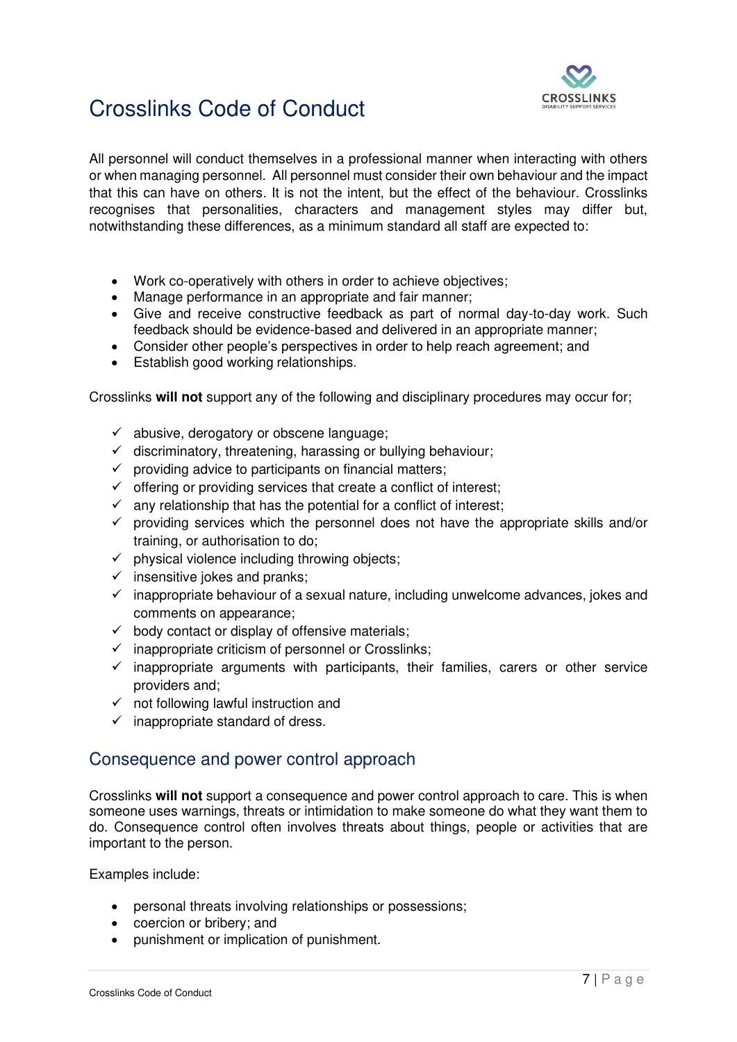# Crosslinks Code of Conduct

All personnel will conduct themselves in a professional manner when interacting with others or when managing personnel. All personnel must consider their own behaviour and the impact that this can have on others. It is not the intent, but the effect of the behaviour. Crosslinks recognises that personalities, characters and management styles may differ but, notwithstanding these differences, as a minimum standard all staff are expected to:

- Work co-operatively with others in order to achieve objectives;
- Manage performance in an appropriate and fair manner;
- Give and receive constructive feedback as part of normal day-to-day work. Such feedback should be evidence-based and delivered in an appropriate manner;
- Consider other people's perspectives in order to help reach agreement; and
- Establish good working relationships.

Crosslinks **will not** support any of the following and disciplinary procedures may occur for;

- ✓ abusive, derogatory or obscene language;
- ✓ discriminatory, threatening, harassing or bullying behaviour;
- ✓ providing advice to participants on financial matters;
- ✓ offering or providing services that create a conflict of interest;
- ✓ any relationship that has the potential for a conflict of interest;
- ✓ providing services which the personnel does not have the appropriate skills and/or training, or authorisation to do;
- ✓ physical violence including throwing objects;
- ✓ insensitive jokes and pranks;
- ✓ inappropriate behaviour of a sexual nature, including unwelcome advances, jokes and comments on appearance;
- ✓ body contact or display of offensive materials;
- ✓ inappropriate criticism of personnel or Crosslinks;
- ✓ inappropriate arguments with participants, their families, carers or other service providers and;
- ✓ not following lawful instruction and
- ✓ inappropriate standard of dress.

## Consequence and power control approach

Crosslinks **will not** support a consequence and power control approach to care. This is when someone uses warnings, threats or intimidation to make someone do what they want them to do. Consequence control often involves threats about things, people or activities that are important to the person.

Examples include:

- personal threats involving relationships or possessions;
- coercion or bribery; and
- punishment or implication of punishment.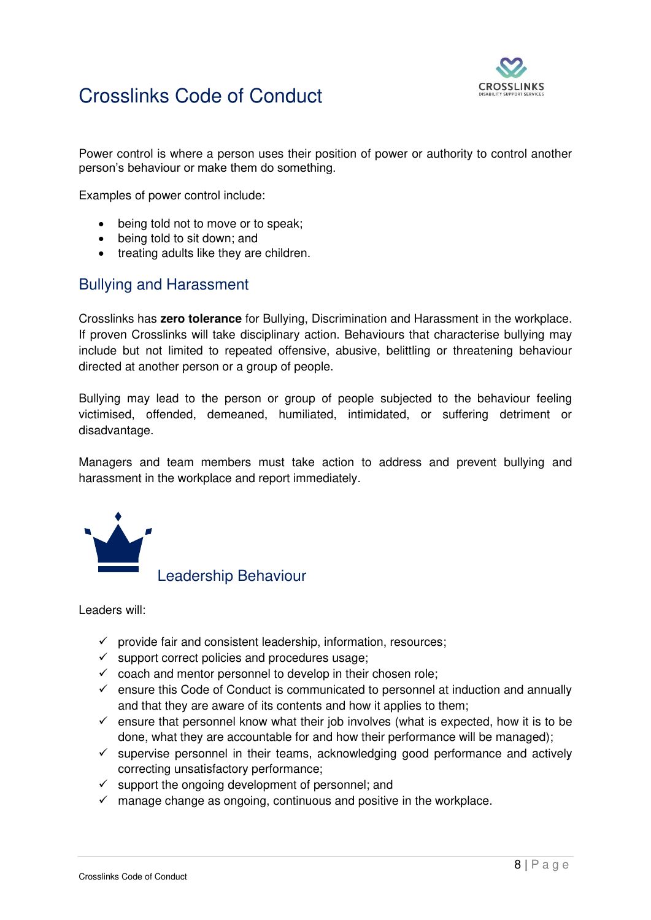Power control is where a person uses their position of power or authority to control another person's behaviour or make them do something.

Examples of power control include:

- being told not to move or to speak;
- being told to sit down; and
- treating adults like they are children.

## Bullying and Harassment

Crosslinks has **zero tolerance** for Bullying, Discrimination and Harassment in the workplace. If proven Crosslinks will take disciplinary action. Behaviours that characterise bullying may include but not limited to repeated offensive, abusive, belittling or threatening behaviour directed at another person or a group of people.

Bullying may lead to the person or group of people subjected to the behaviour feeling victimised, offended, demeaned, humiliated, intimidated, or suffering detriment or disadvantage.

Managers and team members must take action to address and prevent bullying and harassment in the workplace and report immediately.

## Leadership Behaviour

Leaders will:

- ✓ provide fair and consistent leadership, information, resources;
- ✓ support correct policies and procedures usage;
- ✓ coach and mentor personnel to develop in their chosen role;
- ✓ ensure this Code of Conduct is communicated to personnel at induction and annually and that they are aware of its contents and how it applies to them;
- ✓ ensure that personnel know what their job involves (what is expected, how it is to be done, what they are accountable for and how their performance will be managed);
- ✓ supervise personnel in their teams, acknowledging good performance and actively correcting unsatisfactory performance;
- ✓ support the ongoing development of personnel; and
- ✓ manage change as ongoing, continuous and positive in the workplace.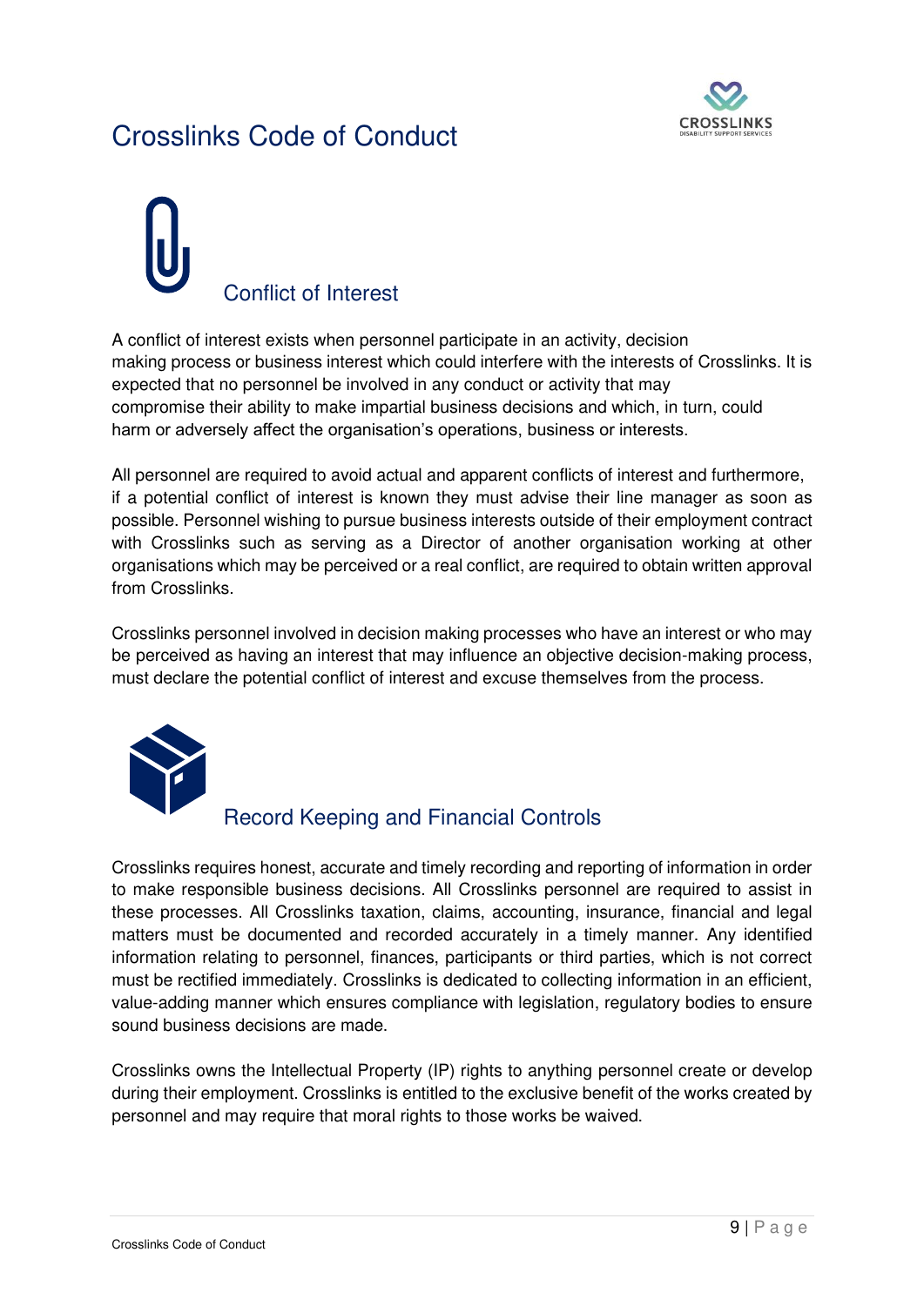## Conflict of Interest

A conflict of interest exists when personnel participate in an activity, decision making process or business interest which could interfere with the interests of Crosslinks. It is expected that no personnel be involved in any conduct or activity that may compromise their ability to make impartial business decisions and which, in turn, could harm or adversely affect the organisation's operations, business or interests.

All personnel are required to avoid actual and apparent conflicts of interest and furthermore, if a potential conflict of interest is known they must advise their line manager as soon as possible. Personnel wishing to pursue business interests outside of their employment contract with Crosslinks such as serving as a Director of another organisation working at other organisations which may be perceived or a real conflict, are required to obtain written approval from Crosslinks.

Crosslinks personnel involved in decision making processes who have an interest or who may be perceived as having an interest that may influence an objective decision-making process, must declare the potential conflict of interest and excuse themselves from the process.

## Record Keeping and Financial Controls

Crosslinks requires honest, accurate and timely recording and reporting of information in order to make responsible business decisions. All Crosslinks personnel are required to assist in these processes. All Crosslinks taxation, claims, accounting, insurance, financial and legal matters must be documented and recorded accurately in a timely manner. Any identified information relating to personnel, finances, participants or third parties, which is not correct must be rectified immediately. Crosslinks is dedicated to collecting information in an efficient, value-adding manner which ensures compliance with legislation, regulatory bodies to ensure sound business decisions are made.

Crosslinks owns the Intellectual Property (IP) rights to anything personnel create or develop during their employment. Crosslinks is entitled to the exclusive benefit of the works created by personnel and may require that moral rights to those works be waived.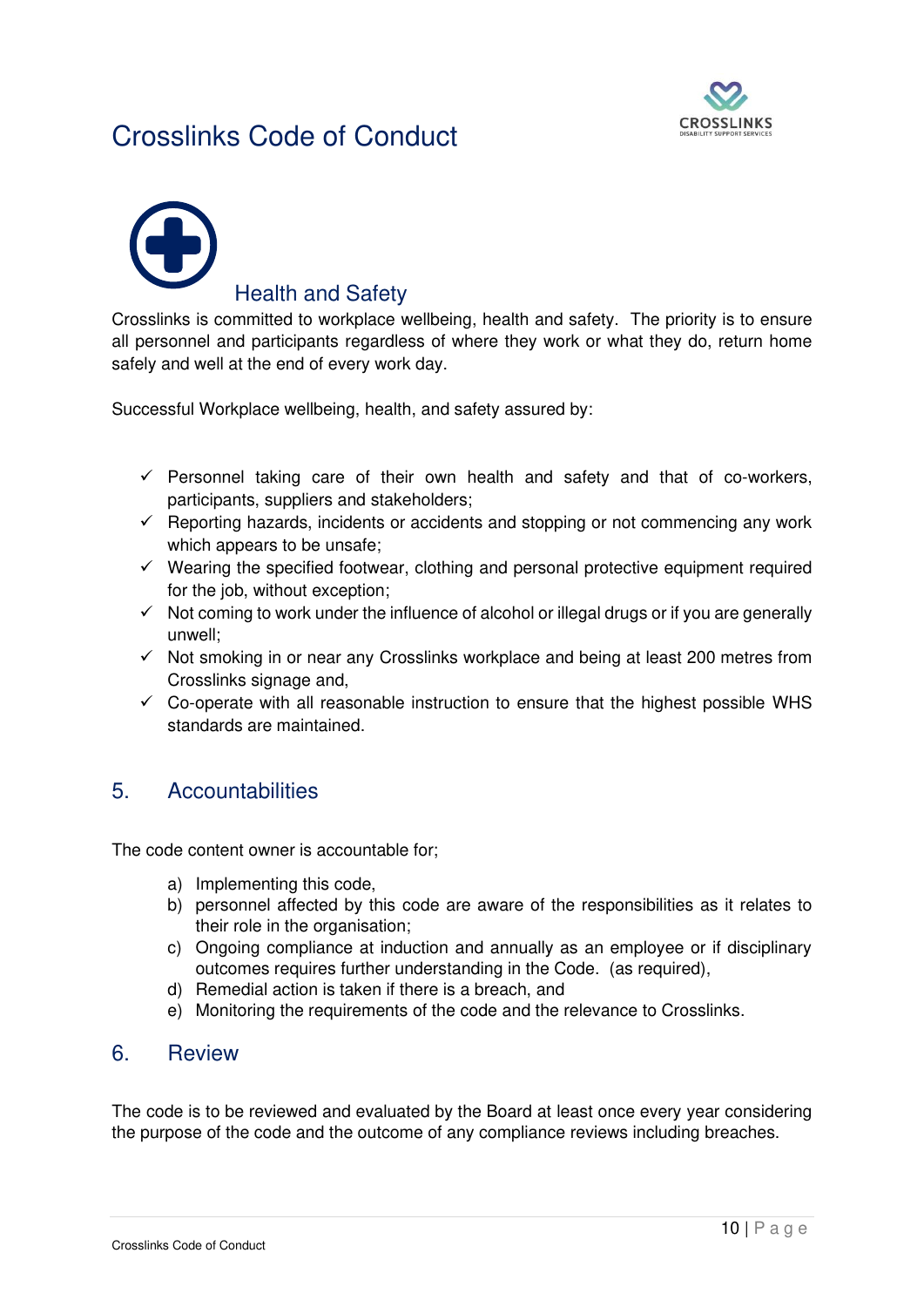## Health and Safety

Crosslinks is committed to workplace wellbeing, health and safety. The priority is to ensure all personnel and participants regardless of where they work or what they do, return home safely and well at the end of every work day.

Successful Workplace wellbeing, health, and safety assured by:

- ✓ Personnel taking care of their own health and safety and that of co-workers, participants, suppliers and stakeholders;
- ✓ Reporting hazards, incidents or accidents and stopping or not commencing any work which appears to be unsafe;
- ✓ Wearing the specified footwear, clothing and personal protective equipment required for the job, without exception;
- ✓ Not coming to work under the influence of alcohol or illegal drugs or if you are generally unwell;
- ✓ Not smoking in or near any Crosslinks workplace and being at least 200 metres from Crosslinks signage and,
- ✓ Co-operate with all reasonable instruction to ensure that the highest possible WHS standards are maintained.

## 5. Accountabilities

The code content owner is accountable for;

a) Implementing this code,
b) personnel affected by this code are aware of the responsibilities as it relates to their role in the organisation;
c) Ongoing compliance at induction and annually as an employee or if disciplinary outcomes requires further understanding in the Code. (as required),
d) Remedial action is taken if there is a breach, and
e) Monitoring the requirements of the code and the relevance to Crosslinks.

## 6. Review

The code is to be reviewed and evaluated by the Board at least once every year considering the purpose of the code and the outcome of any compliance reviews including breaches.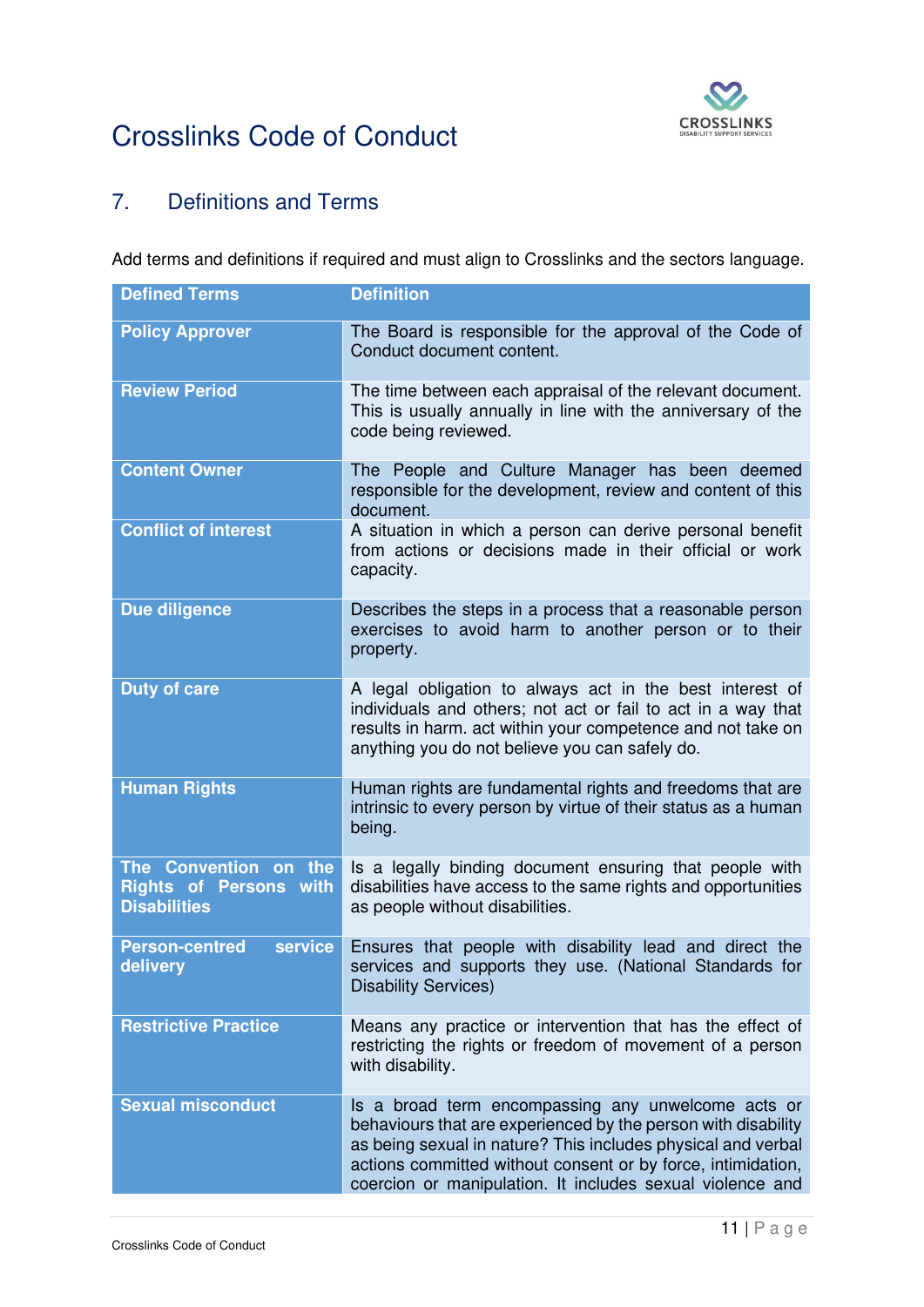# Crosslinks Code of Conduct

## 7. Definitions and Terms

Add terms and definitions if required and must align to Crosslinks and the sectors language.

| Defined Terms | Definition |
|---|---|
| **Policy Approver** | The Board is responsible for the approval of the Code of Conduct document content. |
| **Review Period** | The time between each appraisal of the relevant document. This is usually annually in line with the anniversary of the code being reviewed. |
| **Content Owner** | The People and Culture Manager has been deemed responsible for the development, review and content of this document. |
| **Conflict of interest** | A situation in which a person can derive personal benefit from actions or decisions made in their official or work capacity. |
| **Due diligence** | Describes the steps in a process that a reasonable person exercises to avoid harm to another person or to their property. |
| **Duty of care** | A legal obligation to always act in the best interest of individuals and others; not act or fail to act in a way that results in harm. act within your competence and not take on anything you do not believe you can safely do. |
| **Human Rights** | Human rights are fundamental rights and freedoms that are intrinsic to every person by virtue of their status as a human being. |
| **The Convention on the Rights of Persons with Disabilities** | Is a legally binding document ensuring that people with disabilities have access to the same rights and opportunities as people without disabilities. |
| **Person-centred service delivery** | Ensures that people with disability lead and direct the services and supports they use. (National Standards for Disability Services) |
| **Restrictive Practice** | Means any practice or intervention that has the effect of restricting the rights or freedom of movement of a person with disability. |
| **Sexual misconduct** | Is a broad term encompassing any unwelcome acts or behaviours that are experienced by the person with disability as being sexual in nature? This includes physical and verbal actions committed without consent or by force, intimidation, coercion or manipulation. It includes sexual violence and |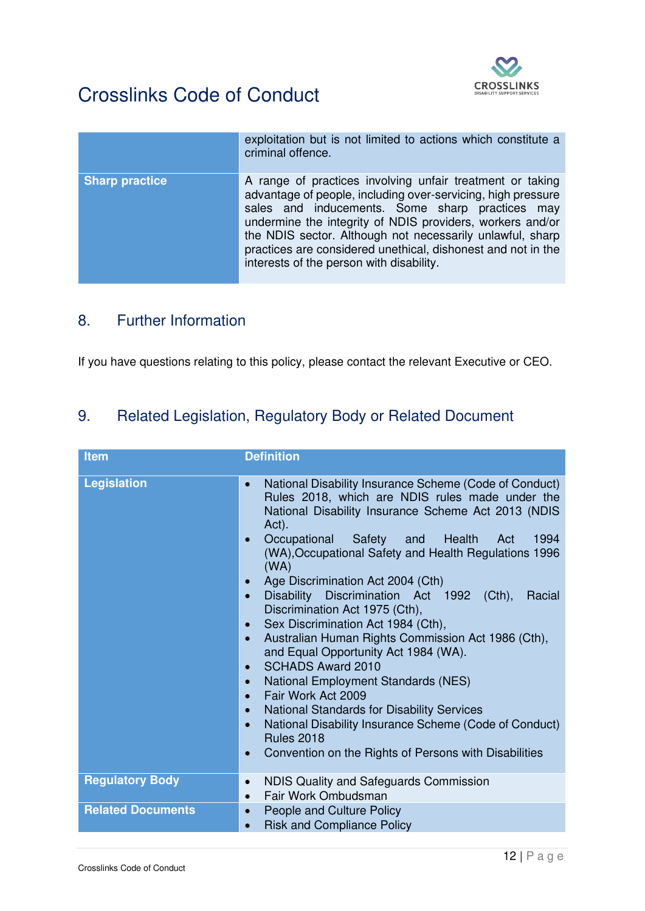| | |
|---|---|
| | exploitation but is not limited to actions which constitute a criminal offence. |
| **Sharp practice** | A range of practices involving unfair treatment or taking advantage of people, including over-servicing, high pressure sales and inducements. Some sharp practices may undermine the integrity of NDIS providers, workers and/or the NDIS sector. Although not necessarily unlawful, sharp practices are considered unethical, dishonest and not in the interests of the person with disability. |

## 8. Further Information

If you have questions relating to this policy, please contact the relevant Executive or CEO.

## 9. Related Legislation, Regulatory Body or Related Document

| Item | Definition |
|---|---|
| **Legislation** | • National Disability Insurance Scheme (Code of Conduct) Rules 2018, which are NDIS rules made under the National Disability Insurance Scheme Act 2013 (NDIS Act).<br>• Occupational Safety and Health Act 1994 (WA),Occupational Safety and Health Regulations 1996 (WA)<br>• Age Discrimination Act 2004 (Cth)<br>• Disability Discrimination Act 1992 (Cth), Racial Discrimination Act 1975 (Cth),<br>• Sex Discrimination Act 1984 (Cth),<br>• Australian Human Rights Commission Act 1986 (Cth), and Equal Opportunity Act 1984 (WA).<br>• SCHADS Award 2010<br>• National Employment Standards (NES)<br>• Fair Work Act 2009<br>• National Standards for Disability Services<br>• National Disability Insurance Scheme (Code of Conduct) Rules 2018<br>• Convention on the Rights of Persons with Disabilities |
| **Regulatory Body** | • NDIS Quality and Safeguards Commission<br>• Fair Work Ombudsman |
| **Related Documents** | • People and Culture Policy<br>• Risk and Compliance Policy |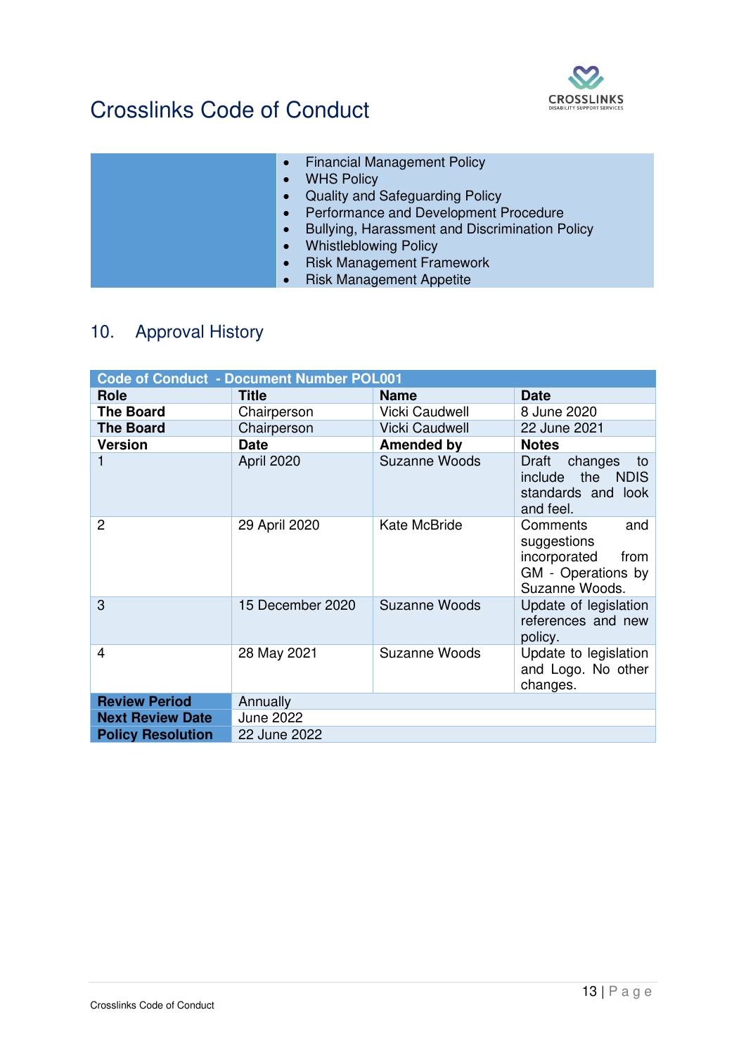# Crosslinks Code of Conduct

| | |
|---|---|
| | • Financial Management Policy<br>• WHS Policy<br>• Quality and Safeguarding Policy<br>• Performance and Development Procedure<br>• Bullying, Harassment and Discrimination Policy<br>• Whistleblowing Policy<br>• Risk Management Framework<br>• Risk Management Appetite |

## 10. Approval History

| Code of Conduct - Document Number POL001 | | | |
|---|---|---|---|
| **Role** | **Title** | **Name** | **Date** |
| **The Board** | Chairperson | Vicki Caudwell | 8 June 2020 |
| **The Board** | Chairperson | Vicki Caudwell | 22 June 2021 |
| **Version** | **Date** | **Amended by** | **Notes** |
| 1 | April 2020 | Suzanne Woods | Draft changes to include the NDIS standards and look and feel. |
| 2 | 29 April 2020 | Kate McBride | Comments and suggestions incorporated from GM - Operations by Suzanne Woods. |
| 3 | 15 December 2020 | Suzanne Woods | Update of legislation references and new policy. |
| 4 | 28 May 2021 | Suzanne Woods | Update to legislation and Logo. No other changes. |
| **Review Period** | Annually | | |
| **Next Review Date** | June 2022 | | |
| **Policy Resolution** | 22 June 2022 | | |